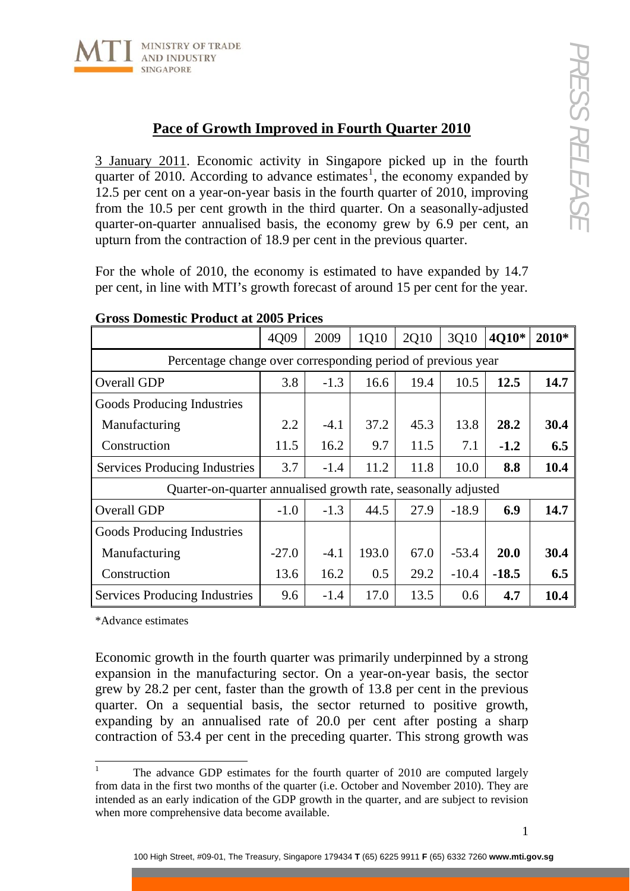MINISTRY OF TRADE AND INDUSTRY SINGAPORE

PRESS RELEASE

## Pace of Growth Improved in Fourth Quarter 2010

3 January 2011. Economic activity in Singapore picked up in the fourth quarter of 2010. According to advance estimates[1], the economy expanded by 12.5 per cent on a year-on-year basis in the fourth quarter of 2010, improving from the 10.5 per cent growth in the third quarter. On a seasonally-adjusted quarter-on-quarter annualised basis, the economy grew by 6.9 per cent, an upturn from the contraction of 18.9 per cent in the previous quarter.

For the whole of 2010, the economy is estimated to have expanded by 14.7 per cent, in line with MTI's growth forecast of around 15 per cent for the year.

**Gross Domestic Product at 2005 Prices**

| | 4Q09 | 2009 | 1Q10 | 2Q10 | 3Q10 | **4Q10*** | **2010*** |
|---|---|---|---|---|---|---|---|
| Percentage change over corresponding period of previous year | | | | | | | |
| Overall GDP | 3.8 | -1.3 | 16.6 | 19.4 | 10.5 | **12.5** | **14.7** |
| Goods Producing Industries | | | | | | | |
| Manufacturing | 2.2 | -4.1 | 37.2 | 45.3 | 13.8 | **28.2** | **30.4** |
| Construction | 11.5 | 16.2 | 9.7 | 11.5 | 7.1 | **-1.2** | **6.5** |
| Services Producing Industries | 3.7 | -1.4 | 11.2 | 11.8 | 10.0 | **8.8** | **10.4** |
| Quarter-on-quarter annualised growth rate, seasonally adjusted | | | | | | | |
| Overall GDP | -1.0 | -1.3 | 44.5 | 27.9 | -18.9 | **6.9** | **14.7** |
| Goods Producing Industries | | | | | | | |
| Manufacturing | -27.0 | -4.1 | 193.0 | 67.0 | -53.4 | **20.0** | **30.4** |
| Construction | 13.6 | 16.2 | 0.5 | 29.2 | -10.4 | **-18.5** | **6.5** |
| Services Producing Industries | 9.6 | -1.4 | 17.0 | 13.5 | 0.6 | **4.7** | **10.4** |

*Advance estimates

Economic growth in the fourth quarter was primarily underpinned by a strong expansion in the manufacturing sector. On a year-on-year basis, the sector grew by 28.2 per cent, faster than the growth of 13.8 per cent in the previous quarter. On a sequential basis, the sector returned to positive growth, expanding by an annualised rate of 20.0 per cent after posting a sharp contraction of 53.4 per cent in the preceding quarter. This strong growth was

[1] The advance GDP estimates for the fourth quarter of 2010 are computed largely from data in the first two months of the quarter (i.e. October and November 2010). They are intended as an early indication of the GDP growth in the quarter, and are subject to revision when more comprehensive data become available.

100 High Street, #09-01, The Treasury, Singapore 179434 **T** (65) 6225 9911 **F** (65) 6332 7260 **www.mti.gov.sg**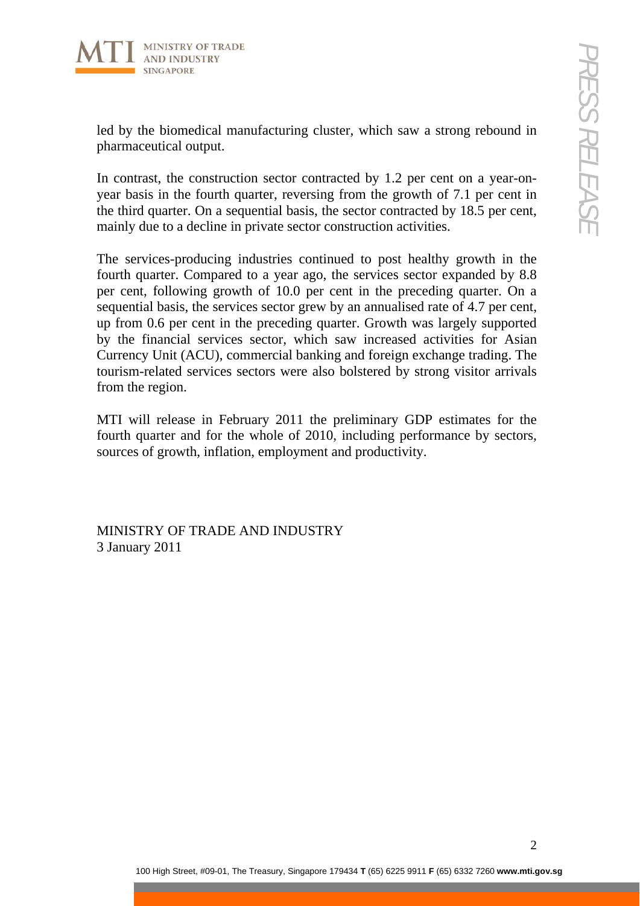led by the biomedical manufacturing cluster, which saw a strong rebound in pharmaceutical output.

In contrast, the construction sector contracted by 1.2 per cent on a year-on-year basis in the fourth quarter, reversing from the growth of 7.1 per cent in the third quarter. On a sequential basis, the sector contracted by 18.5 per cent, mainly due to a decline in private sector construction activities.

The services-producing industries continued to post healthy growth in the fourth quarter. Compared to a year ago, the services sector expanded by 8.8 per cent, following growth of 10.0 per cent in the preceding quarter. On a sequential basis, the services sector grew by an annualised rate of 4.7 per cent, up from 0.6 per cent in the preceding quarter. Growth was largely supported by the financial services sector, which saw increased activities for Asian Currency Unit (ACU), commercial banking and foreign exchange trading. The tourism-related services sectors were also bolstered by strong visitor arrivals from the region.

MTI will release in February 2011 the preliminary GDP estimates for the fourth quarter and for the whole of 2010, including performance by sectors, sources of growth, inflation, employment and productivity.

MINISTRY OF TRADE AND INDUSTRY
3 January 2011